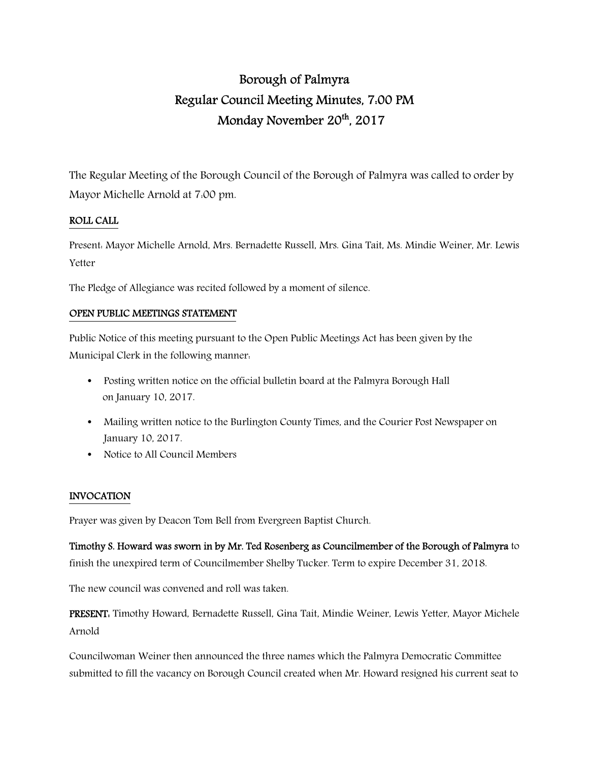# Borough of Palmyra
## Regular Council Meeting Minutes, 7:00 PM
## Monday November 20th, 2017

The Regular Meeting of the Borough Council of the Borough of Palmyra was called to order by Mayor Michelle Arnold at 7:00 pm.

**ROLL CALL**

Present: Mayor Michelle Arnold, Mrs. Bernadette Russell, Mrs. Gina Tait, Ms. Mindie Weiner, Mr. Lewis Yetter

The Pledge of Allegiance was recited followed by a moment of silence.

**OPEN PUBLIC MEETINGS STATEMENT**

Public Notice of this meeting pursuant to the Open Public Meetings Act has been given by the Municipal Clerk in the following manner:

- Posting written notice on the official bulletin board at the Palmyra Borough Hall on January 10, 2017.
- Mailing written notice to the Burlington County Times, and the Courier Post Newspaper on January 10, 2017.
- Notice to All Council Members

**INVOCATION**

Prayer was given by Deacon Tom Bell from Evergreen Baptist Church.

**Timothy S. Howard was sworn in by Mr. Ted Rosenberg as Councilmember of the Borough of Palmyra** to finish the unexpired term of Councilmember Shelby Tucker. Term to expire December 31, 2018.

The new council was convened and roll was taken.

**PRESENT:** Timothy Howard, Bernadette Russell, Gina Tait, Mindie Weiner, Lewis Yetter, Mayor Michele Arnold

Councilwoman Weiner then announced the three names which the Palmyra Democratic Committee submitted to fill the vacancy on Borough Council created when Mr. Howard resigned his current seat to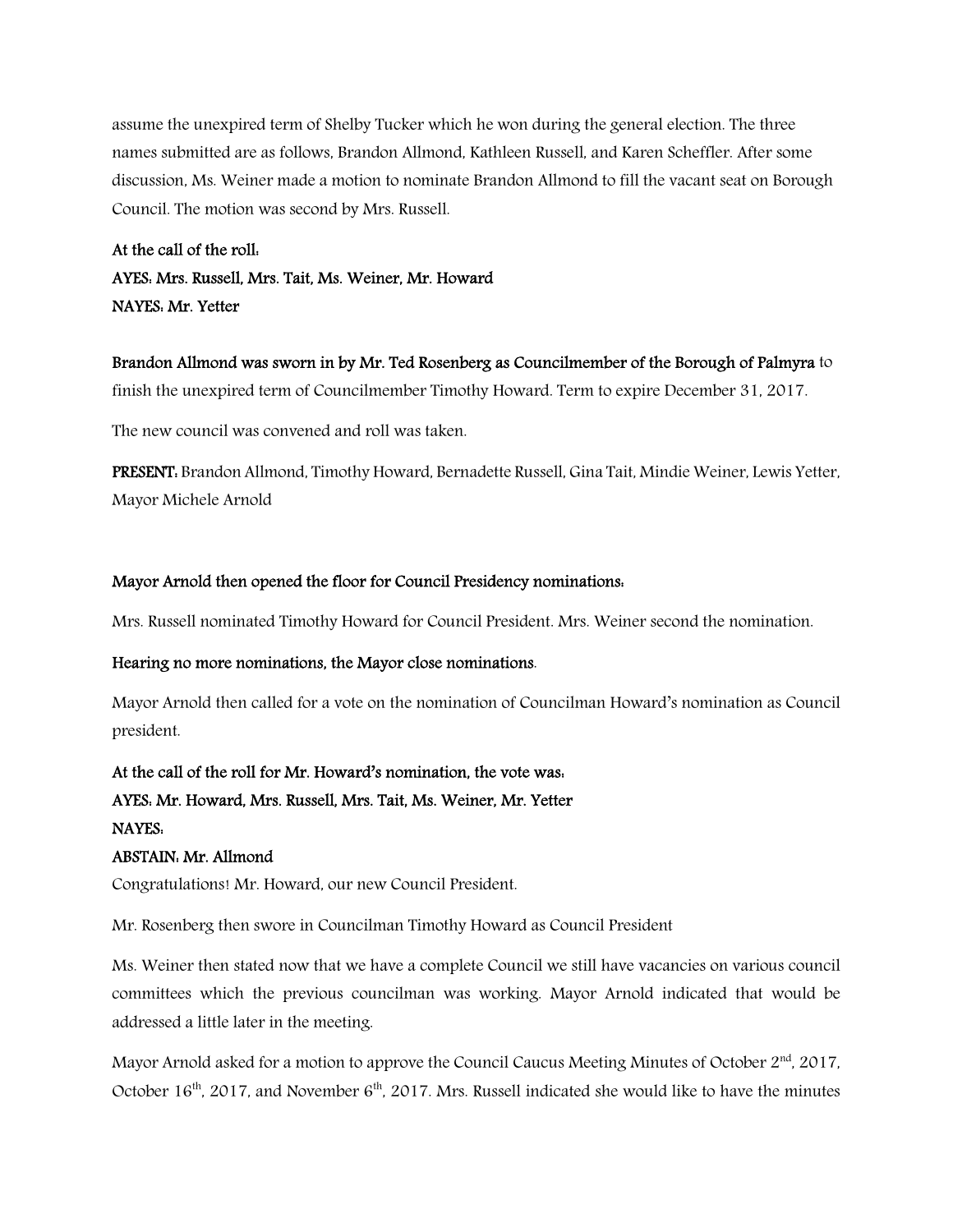assume the unexpired term of Shelby Tucker which he won during the general election. The three names submitted are as follows, Brandon Allmond, Kathleen Russell, and Karen Scheffler. After some discussion, Ms. Weiner made a motion to nominate Brandon Allmond to fill the vacant seat on Borough Council. The motion was second by Mrs. Russell.

**At the call of the roll:**
**AYES: Mrs. Russell, Mrs. Tait, Ms. Weiner, Mr. Howard**
**NAYES: Mr. Yetter**

**Brandon Allmond was sworn in by Mr. Ted Rosenberg as Councilmember of the Borough of Palmyra** to finish the unexpired term of Councilmember Timothy Howard. Term to expire December 31, 2017.

The new council was convened and roll was taken.

**PRESENT:** Brandon Allmond, Timothy Howard, Bernadette Russell, Gina Tait, Mindie Weiner, Lewis Yetter, Mayor Michele Arnold

**Mayor Arnold then opened the floor for Council Presidency nominations:**

Mrs. Russell nominated Timothy Howard for Council President. Mrs. Weiner second the nomination.

**Hearing no more nominations, the Mayor close nominations**.

Mayor Arnold then called for a vote on the nomination of Councilman Howard's nomination as Council president.

**At the call of the roll for Mr. Howard's nomination, the vote was:**
**AYES: Mr. Howard, Mrs. Russell, Mrs. Tait, Ms. Weiner, Mr. Yetter**
**NAYES:**
**ABSTAIN: Mr. Allmond**

Congratulations! Mr. Howard, our new Council President.

Mr. Rosenberg then swore in Councilman Timothy Howard as Council President

Ms. Weiner then stated now that we have a complete Council we still have vacancies on various council committees which the previous councilman was working. Mayor Arnold indicated that would be addressed a little later in the meeting.

Mayor Arnold asked for a motion to approve the Council Caucus Meeting Minutes of October 2nd, 2017, October 16th, 2017, and November 6th, 2017. Mrs. Russell indicated she would like to have the minutes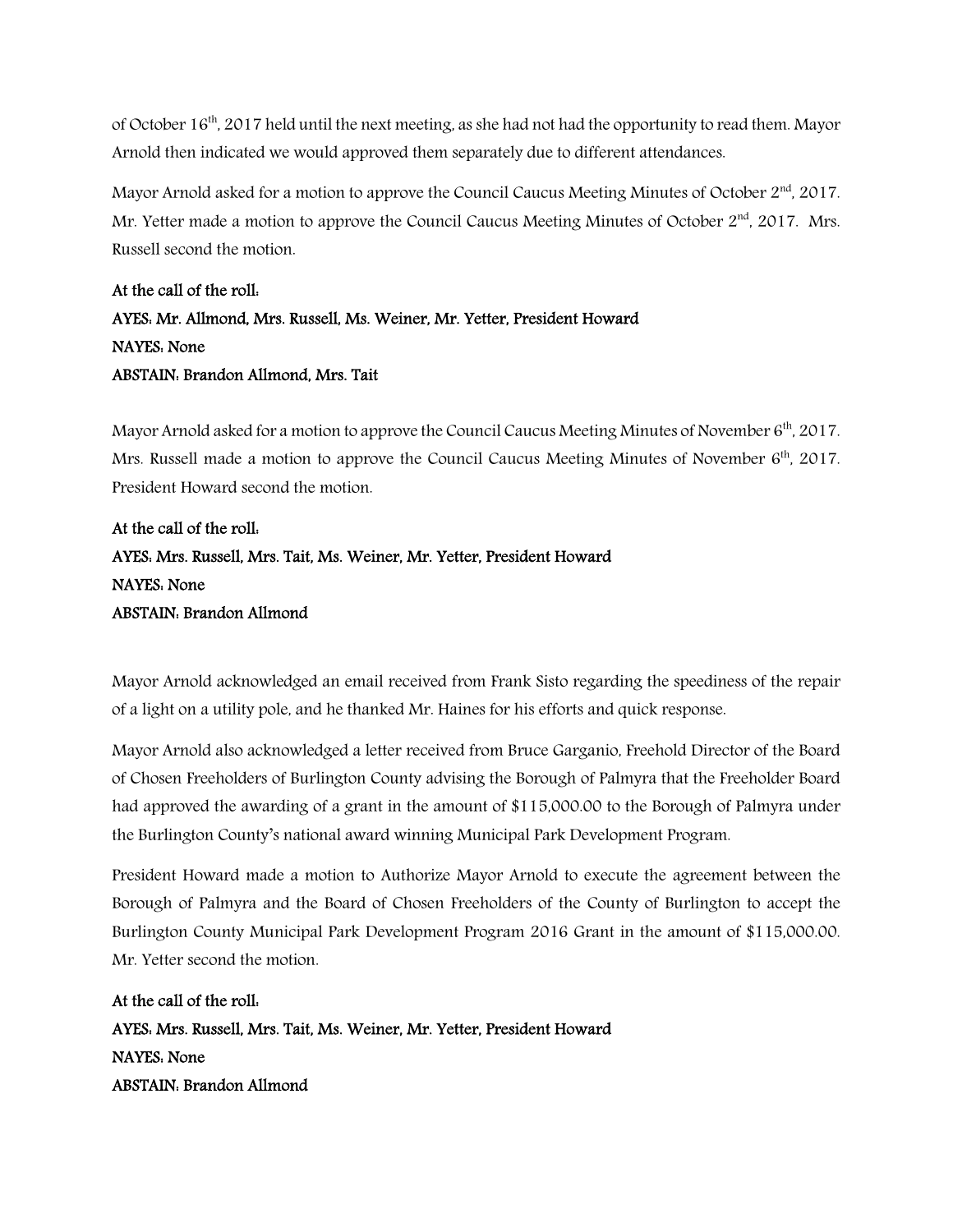of October 16th, 2017 held until the next meeting, as she had not had the opportunity to read them. Mayor Arnold then indicated we would approved them separately due to different attendances.

Mayor Arnold asked for a motion to approve the Council Caucus Meeting Minutes of October 2nd, 2017. Mr. Yetter made a motion to approve the Council Caucus Meeting Minutes of October 2nd, 2017. Mrs. Russell second the motion.

**At the call of the roll:**
**AYES: Mr. Allmond, Mrs. Russell, Ms. Weiner, Mr. Yetter, President Howard**
**NAYES: None**
**ABSTAIN: Brandon Allmond, Mrs. Tait**

Mayor Arnold asked for a motion to approve the Council Caucus Meeting Minutes of November 6th, 2017. Mrs. Russell made a motion to approve the Council Caucus Meeting Minutes of November 6th, 2017. President Howard second the motion.

**At the call of the roll:**
**AYES: Mrs. Russell, Mrs. Tait, Ms. Weiner, Mr. Yetter, President Howard**
**NAYES: None**
**ABSTAIN: Brandon Allmond**

Mayor Arnold acknowledged an email received from Frank Sisto regarding the speediness of the repair of a light on a utility pole, and he thanked Mr. Haines for his efforts and quick response.

Mayor Arnold also acknowledged a letter received from Bruce Garganio, Freehold Director of the Board of Chosen Freeholders of Burlington County advising the Borough of Palmyra that the Freeholder Board had approved the awarding of a grant in the amount of $115,000.00 to the Borough of Palmyra under the Burlington County's national award winning Municipal Park Development Program.

President Howard made a motion to Authorize Mayor Arnold to execute the agreement between the Borough of Palmyra and the Board of Chosen Freeholders of the County of Burlington to accept the Burlington County Municipal Park Development Program 2016 Grant in the amount of $115,000.00. Mr. Yetter second the motion.

**At the call of the roll:**
**AYES: Mrs. Russell, Mrs. Tait, Ms. Weiner, Mr. Yetter, President Howard**
**NAYES: None**
**ABSTAIN: Brandon Allmond**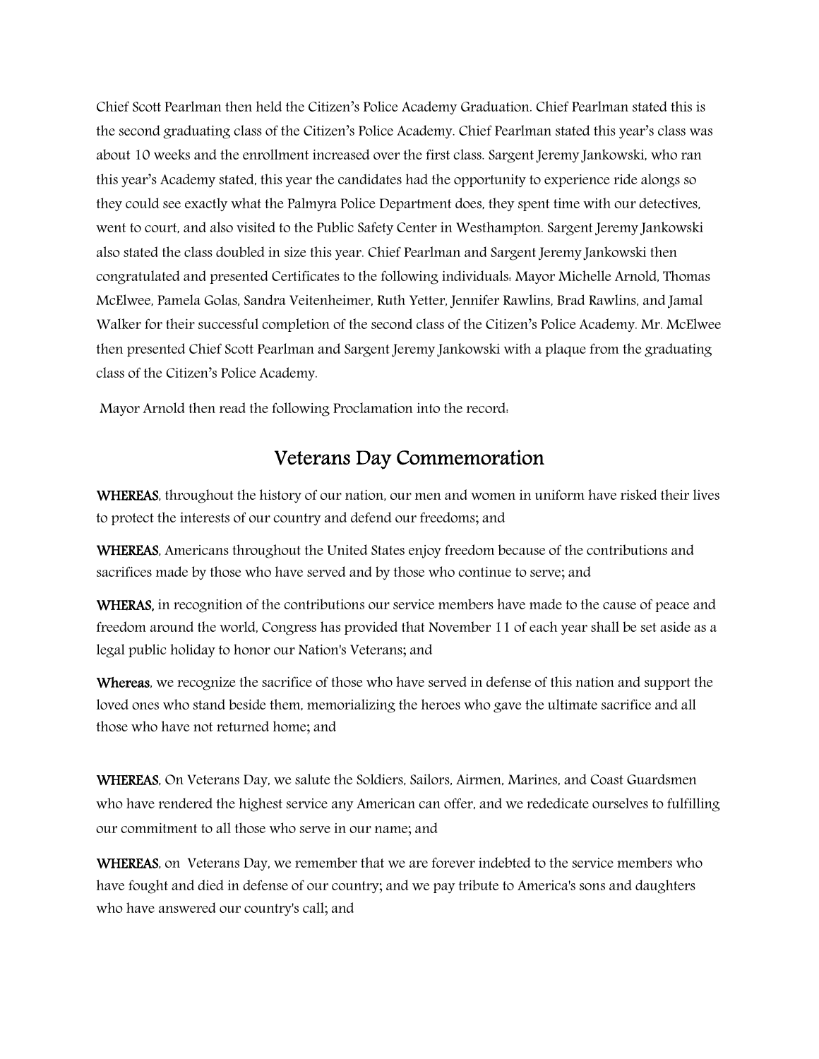Chief Scott Pearlman then held the Citizen's Police Academy Graduation. Chief Pearlman stated this is the second graduating class of the Citizen's Police Academy. Chief Pearlman stated this year's class was about 10 weeks and the enrollment increased over the first class. Sargent Jeremy Jankowski, who ran this year's Academy stated, this year the candidates had the opportunity to experience ride alongs so they could see exactly what the Palmyra Police Department does, they spent time with our detectives, went to court, and also visited to the Public Safety Center in Westhampton. Sargent Jeremy Jankowski also stated the class doubled in size this year. Chief Pearlman and Sargent Jeremy Jankowski then congratulated and presented Certificates to the following individuals: Mayor Michelle Arnold, Thomas McElwee, Pamela Golas, Sandra Veitenheimer, Ruth Yetter, Jennifer Rawlins, Brad Rawlins, and Jamal Walker for their successful completion of the second class of the Citizen's Police Academy. Mr. McElwee then presented Chief Scott Pearlman and Sargent Jeremy Jankowski with a plaque from the graduating class of the Citizen's Police Academy.

Mayor Arnold then read the following Proclamation into the record:

## Veterans Day Commemoration

**WHEREAS**, throughout the history of our nation, our men and women in uniform have risked their lives to protect the interests of our country and defend our freedoms; and

**WHEREAS**, Americans throughout the United States enjoy freedom because of the contributions and sacrifices made by those who have served and by those who continue to serve; and

**WHERAS,** in recognition of the contributions our service members have made to the cause of peace and freedom around the world, Congress has provided that November 11 of each year shall be set aside as a legal public holiday to honor our Nation's Veterans; and

**Whereas**, we recognize the sacrifice of those who have served in defense of this nation and support the loved ones who stand beside them, memorializing the heroes who gave the ultimate sacrifice and all those who have not returned home; and

**WHEREAS**, On Veterans Day, we salute the Soldiers, Sailors, Airmen, Marines, and Coast Guardsmen who have rendered the highest service any American can offer, and we rededicate ourselves to fulfilling our commitment to all those who serve in our name; and

**WHEREAS**, on Veterans Day, we remember that we are forever indebted to the service members who have fought and died in defense of our country; and we pay tribute to America's sons and daughters who have answered our country's call; and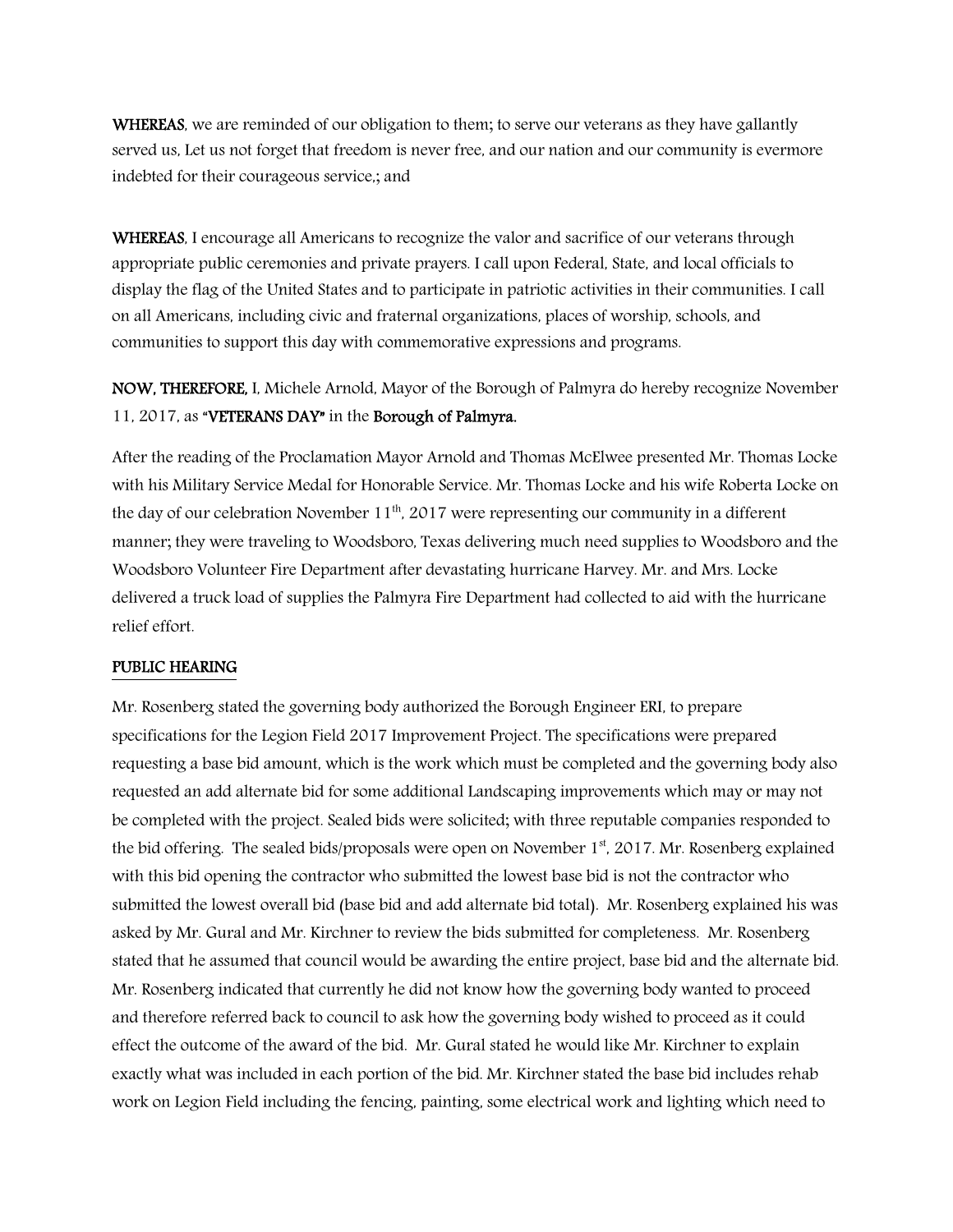**WHEREAS**, we are reminded of our obligation to them; to serve our veterans as they have gallantly served us, Let us not forget that freedom is never free, and our nation and our community is evermore indebted for their courageous service,; and

**WHEREAS**, I encourage all Americans to recognize the valor and sacrifice of our veterans through appropriate public ceremonies and private prayers. I call upon Federal, State, and local officials to display the flag of the United States and to participate in patriotic activities in their communities. I call on all Americans, including civic and fraternal organizations, places of worship, schools, and communities to support this day with commemorative expressions and programs.

**NOW, THEREFORE,** I, Michele Arnold, Mayor of the Borough of Palmyra do hereby recognize November 11, 2017, as **"VETERANS DAY"** in the **Borough of Palmyra.**

After the reading of the Proclamation Mayor Arnold and Thomas McElwee presented Mr. Thomas Locke with his Military Service Medal for Honorable Service. Mr. Thomas Locke and his wife Roberta Locke on the day of our celebration November 11th, 2017 were representing our community in a different manner; they were traveling to Woodsboro, Texas delivering much need supplies to Woodsboro and the Woodsboro Volunteer Fire Department after devastating hurricane Harvey. Mr. and Mrs. Locke delivered a truck load of supplies the Palmyra Fire Department had collected to aid with the hurricane relief effort.

**PUBLIC HEARING**

Mr. Rosenberg stated the governing body authorized the Borough Engineer ERI, to prepare specifications for the Legion Field 2017 Improvement Project. The specifications were prepared requesting a base bid amount, which is the work which must be completed and the governing body also requested an add alternate bid for some additional Landscaping improvements which may or may not be completed with the project. Sealed bids were solicited; with three reputable companies responded to the bid offering. The sealed bids/proposals were open on November 1st, 2017. Mr. Rosenberg explained with this bid opening the contractor who submitted the lowest base bid is not the contractor who submitted the lowest overall bid (base bid and add alternate bid total). Mr. Rosenberg explained his was asked by Mr. Gural and Mr. Kirchner to review the bids submitted for completeness. Mr. Rosenberg stated that he assumed that council would be awarding the entire project, base bid and the alternate bid. Mr. Rosenberg indicated that currently he did not know how the governing body wanted to proceed and therefore referred back to council to ask how the governing body wished to proceed as it could effect the outcome of the award of the bid. Mr. Gural stated he would like Mr. Kirchner to explain exactly what was included in each portion of the bid. Mr. Kirchner stated the base bid includes rehab work on Legion Field including the fencing, painting, some electrical work and lighting which need to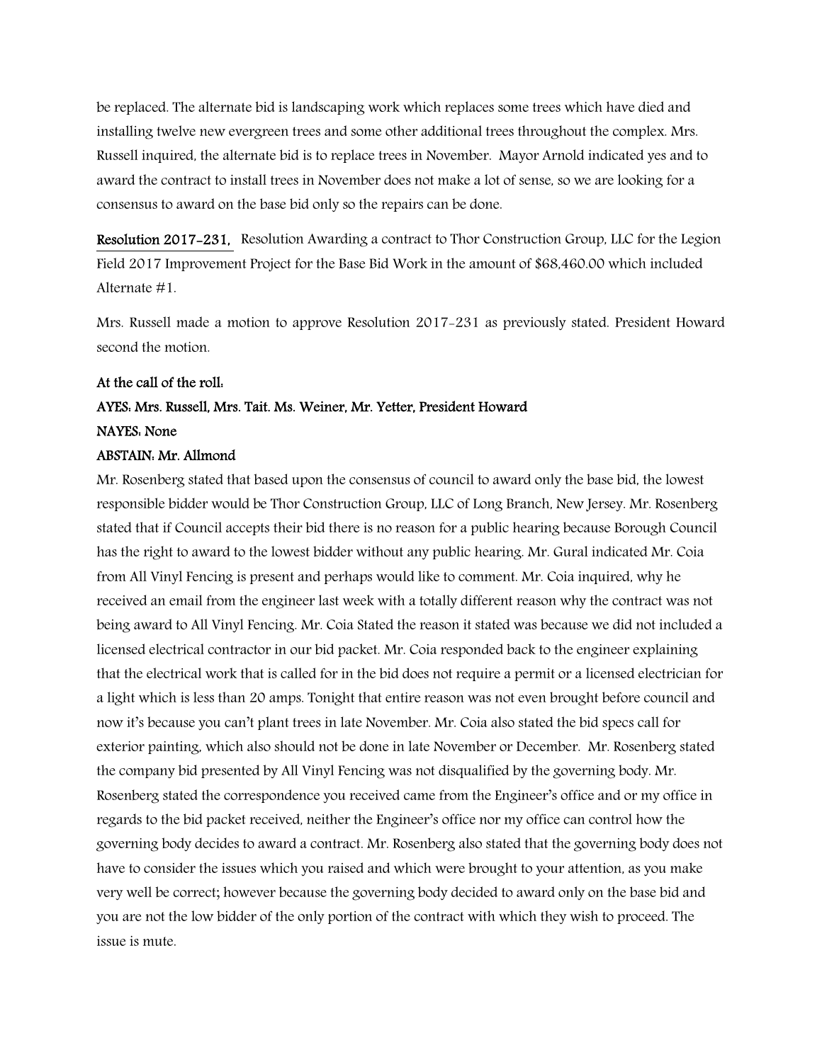be replaced. The alternate bid is landscaping work which replaces some trees which have died and installing twelve new evergreen trees and some other additional trees throughout the complex. Mrs. Russell inquired, the alternate bid is to replace trees in November. Mayor Arnold indicated yes and to award the contract to install trees in November does not make a lot of sense, so we are looking for a consensus to award on the base bid only so the repairs can be done.

**Resolution 2017-231,** Resolution Awarding a contract to Thor Construction Group, LLC for the Legion Field 2017 Improvement Project for the Base Bid Work in the amount of $68,460.00 which included Alternate #1.

Mrs. Russell made a motion to approve Resolution 2017-231 as previously stated. President Howard second the motion.

**At the call of the roll:**
**AYES: Mrs. Russell, Mrs. Tait. Ms. Weiner, Mr. Yetter, President Howard**
**NAYES: None**
**ABSTAIN: Mr. Allmond**

Mr. Rosenberg stated that based upon the consensus of council to award only the base bid, the lowest responsible bidder would be Thor Construction Group, LLC of Long Branch, New Jersey. Mr. Rosenberg stated that if Council accepts their bid there is no reason for a public hearing because Borough Council has the right to award to the lowest bidder without any public hearing. Mr. Gural indicated Mr. Coia from All Vinyl Fencing is present and perhaps would like to comment. Mr. Coia inquired, why he received an email from the engineer last week with a totally different reason why the contract was not being award to All Vinyl Fencing. Mr. Coia Stated the reason it stated was because we did not included a licensed electrical contractor in our bid packet. Mr. Coia responded back to the engineer explaining that the electrical work that is called for in the bid does not require a permit or a licensed electrician for a light which is less than 20 amps. Tonight that entire reason was not even brought before council and now it's because you can't plant trees in late November. Mr. Coia also stated the bid specs call for exterior painting, which also should not be done in late November or December. Mr. Rosenberg stated the company bid presented by All Vinyl Fencing was not disqualified by the governing body. Mr. Rosenberg stated the correspondence you received came from the Engineer's office and or my office in regards to the bid packet received, neither the Engineer's office nor my office can control how the governing body decides to award a contract. Mr. Rosenberg also stated that the governing body does not have to consider the issues which you raised and which were brought to your attention, as you make very well be correct; however because the governing body decided to award only on the base bid and you are not the low bidder of the only portion of the contract with which they wish to proceed. The issue is mute.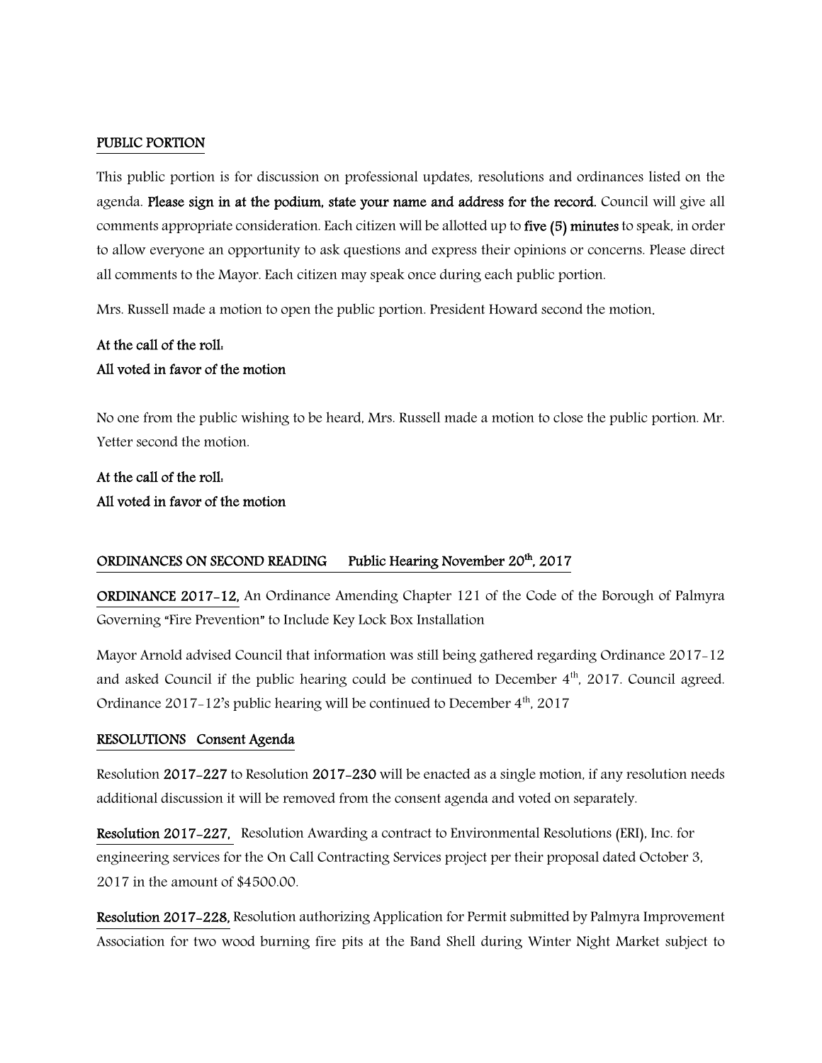## PUBLIC PORTION

This public portion is for discussion on professional updates, resolutions and ordinances listed on the agenda. **Please sign in at the podium, state your name and address for the record.** Council will give all comments appropriate consideration. Each citizen will be allotted up to **five (5) minutes** to speak, in order to allow everyone an opportunity to ask questions and express their opinions or concerns. Please direct all comments to the Mayor. Each citizen may speak once during each public portion.

Mrs. Russell made a motion to open the public portion. President Howard second the motion.

**At the call of the roll:**
**All voted in favor of the motion**

No one from the public wishing to be heard, Mrs. Russell made a motion to close the public portion. Mr. Yetter second the motion.

**At the call of the roll:**
**All voted in favor of the motion**

## ORDINANCES ON SECOND READING Public Hearing November 20th, 2017

**ORDINANCE 2017-12,** An Ordinance Amending Chapter 121 of the Code of the Borough of Palmyra Governing "Fire Prevention" to Include Key Lock Box Installation

Mayor Arnold advised Council that information was still being gathered regarding Ordinance 2017-12 and asked Council if the public hearing could be continued to December 4th, 2017. Council agreed. Ordinance 2017-12's public hearing will be continued to December 4th, 2017

## RESOLUTIONS Consent Agenda

Resolution **2017-227** to Resolution **2017-230** will be enacted as a single motion, if any resolution needs additional discussion it will be removed from the consent agenda and voted on separately.

**Resolution 2017-227,** Resolution Awarding a contract to Environmental Resolutions (ERI), Inc. for engineering services for the On Call Contracting Services project per their proposal dated October 3, 2017 in the amount of $4500.00.

**Resolution 2017-228,** Resolution authorizing Application for Permit submitted by Palmyra Improvement Association for two wood burning fire pits at the Band Shell during Winter Night Market subject to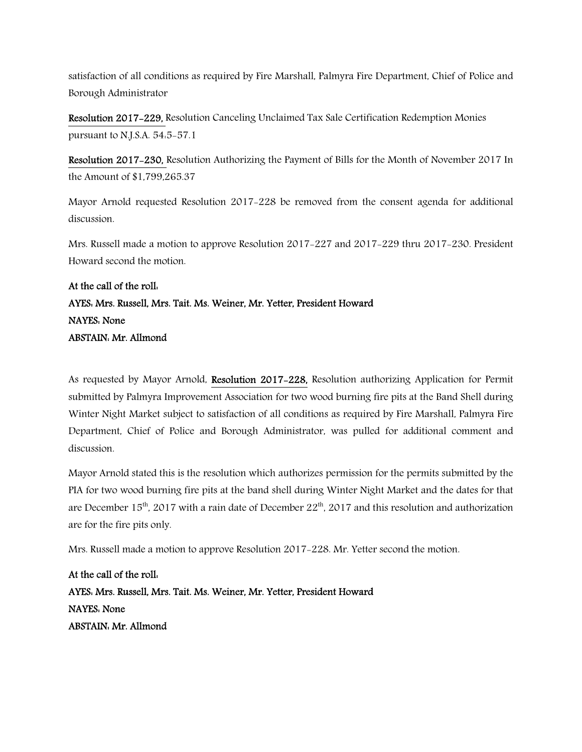satisfaction of all conditions as required by Fire Marshall, Palmyra Fire Department, Chief of Police and Borough Administrator

**Resolution 2017-229,** Resolution Canceling Unclaimed Tax Sale Certification Redemption Monies pursuant to N.J.S.A. 54:5-57.1

**Resolution 2017-230,** Resolution Authorizing the Payment of Bills for the Month of November 2017 In the Amount of $1,799,265.37

Mayor Arnold requested Resolution 2017-228 be removed from the consent agenda for additional discussion.

Mrs. Russell made a motion to approve Resolution 2017-227 and 2017-229 thru 2017-230. President Howard second the motion.

**At the call of the roll:**
**AYES: Mrs. Russell, Mrs. Tait. Ms. Weiner, Mr. Yetter, President Howard**
**NAYES: None**
**ABSTAIN: Mr. Allmond**

As requested by Mayor Arnold, **Resolution 2017-228,** Resolution authorizing Application for Permit submitted by Palmyra Improvement Association for two wood burning fire pits at the Band Shell during Winter Night Market subject to satisfaction of all conditions as required by Fire Marshall, Palmyra Fire Department, Chief of Police and Borough Administrator, was pulled for additional comment and discussion.

Mayor Arnold stated this is the resolution which authorizes permission for the permits submitted by the PIA for two wood burning fire pits at the band shell during Winter Night Market and the dates for that are December 15th, 2017 with a rain date of December 22nd, 2017 and this resolution and authorization are for the fire pits only.

Mrs. Russell made a motion to approve Resolution 2017-228. Mr. Yetter second the motion.

**At the call of the roll:**
**AYES: Mrs. Russell, Mrs. Tait. Ms. Weiner, Mr. Yetter, President Howard**
**NAYES: None**
**ABSTAIN: Mr. Allmond**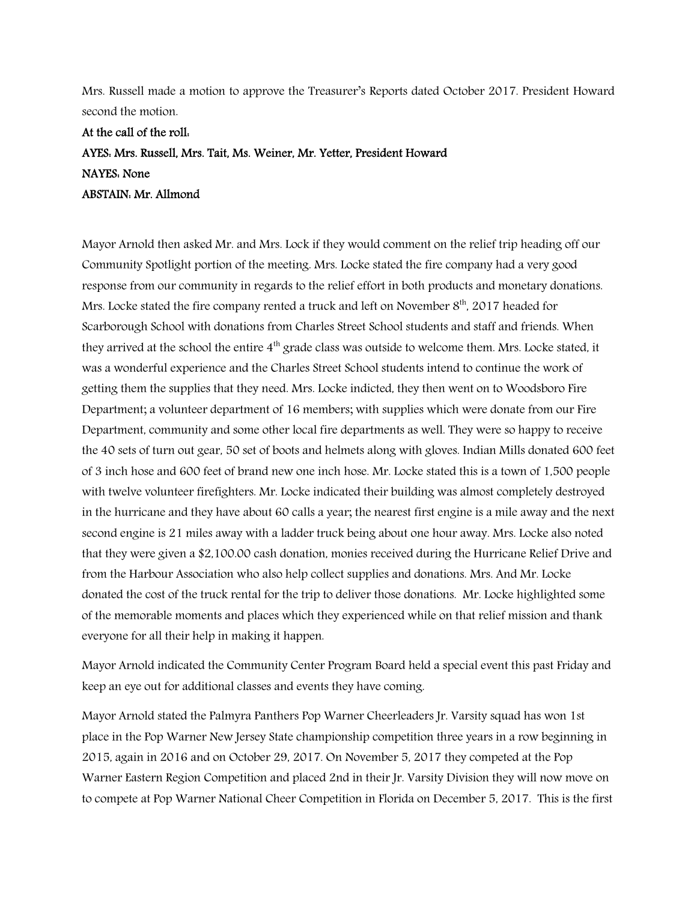Mrs. Russell made a motion to approve the Treasurer's Reports dated October 2017. President Howard second the motion.

**At the call of the roll:**

**AYES: Mrs. Russell, Mrs. Tait, Ms. Weiner, Mr. Yetter, President Howard**

**NAYES: None**

**ABSTAIN: Mr. Allmond**

Mayor Arnold then asked Mr. and Mrs. Lock if they would comment on the relief trip heading off our Community Spotlight portion of the meeting. Mrs. Locke stated the fire company had a very good response from our community in regards to the relief effort in both products and monetary donations. Mrs. Locke stated the fire company rented a truck and left on November 8th, 2017 headed for Scarborough School with donations from Charles Street School students and staff and friends. When they arrived at the school the entire 4th grade class was outside to welcome them. Mrs. Locke stated, it was a wonderful experience and the Charles Street School students intend to continue the work of getting them the supplies that they need. Mrs. Locke indicted, they then went on to Woodsboro Fire Department; a volunteer department of 16 members; with supplies which were donate from our Fire Department, community and some other local fire departments as well. They were so happy to receive the 40 sets of turn out gear, 50 set of boots and helmets along with gloves. Indian Mills donated 600 feet of 3 inch hose and 600 feet of brand new one inch hose. Mr. Locke stated this is a town of 1,500 people with twelve volunteer firefighters. Mr. Locke indicated their building was almost completely destroyed in the hurricane and they have about 60 calls a year; the nearest first engine is a mile away and the next second engine is 21 miles away with a ladder truck being about one hour away. Mrs. Locke also noted that they were given a $2,100.00 cash donation, monies received during the Hurricane Relief Drive and from the Harbour Association who also help collect supplies and donations. Mrs. And Mr. Locke donated the cost of the truck rental for the trip to deliver those donations. Mr. Locke highlighted some of the memorable moments and places which they experienced while on that relief mission and thank everyone for all their help in making it happen.

Mayor Arnold indicated the Community Center Program Board held a special event this past Friday and keep an eye out for additional classes and events they have coming.

Mayor Arnold stated the Palmyra Panthers Pop Warner Cheerleaders Jr. Varsity squad has won 1st place in the Pop Warner New Jersey State championship competition three years in a row beginning in 2015, again in 2016 and on October 29, 2017. On November 5, 2017 they competed at the Pop Warner Eastern Region Competition and placed 2nd in their Jr. Varsity Division they will now move on to compete at Pop Warner National Cheer Competition in Florida on December 5, 2017. This is the first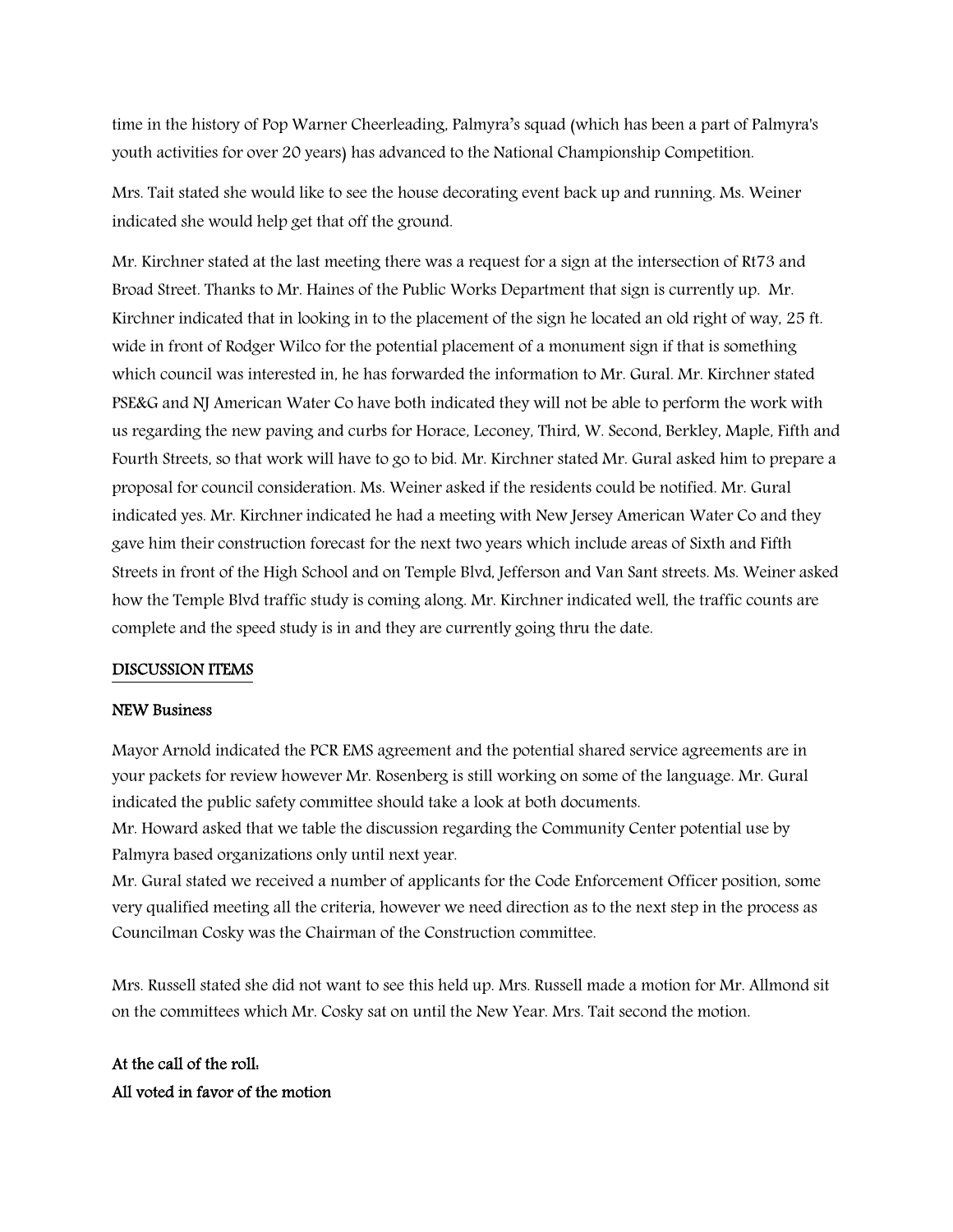time in the history of Pop Warner Cheerleading, Palmyra's squad (which has been a part of Palmyra's youth activities for over 20 years) has advanced to the National Championship Competition.

Mrs. Tait stated she would like to see the house decorating event back up and running. Ms. Weiner indicated she would help get that off the ground.

Mr. Kirchner stated at the last meeting there was a request for a sign at the intersection of Rt73 and Broad Street. Thanks to Mr. Haines of the Public Works Department that sign is currently up. Mr. Kirchner indicated that in looking in to the placement of the sign he located an old right of way, 25 ft. wide in front of Rodger Wilco for the potential placement of a monument sign if that is something which council was interested in, he has forwarded the information to Mr. Gural. Mr. Kirchner stated PSE&G and NJ American Water Co have both indicated they will not be able to perform the work with us regarding the new paving and curbs for Horace, Leconey, Third, W. Second, Berkley, Maple, Fifth and Fourth Streets, so that work will have to go to bid. Mr. Kirchner stated Mr. Gural asked him to prepare a proposal for council consideration. Ms. Weiner asked if the residents could be notified. Mr. Gural indicated yes. Mr. Kirchner indicated he had a meeting with New Jersey American Water Co and they gave him their construction forecast for the next two years which include areas of Sixth and Fifth Streets in front of the High School and on Temple Blvd, Jefferson and Van Sant streets. Ms. Weiner asked how the Temple Blvd traffic study is coming along. Mr. Kirchner indicated well, the traffic counts are complete and the speed study is in and they are currently going thru the date.

## DISCUSSION ITEMS

### NEW Business

Mayor Arnold indicated the PCR EMS agreement and the potential shared service agreements are in your packets for review however Mr. Rosenberg is still working on some of the language. Mr. Gural indicated the public safety committee should take a look at both documents.
Mr. Howard asked that we table the discussion regarding the Community Center potential use by Palmyra based organizations only until next year.
Mr. Gural stated we received a number of applicants for the Code Enforcement Officer position, some very qualified meeting all the criteria, however we need direction as to the next step in the process as Councilman Cosky was the Chairman of the Construction committee.

Mrs. Russell stated she did not want to see this held up. Mrs. Russell made a motion for Mr. Allmond sit on the committees which Mr. Cosky sat on until the New Year. Mrs. Tait second the motion.

**At the call of the roll:**
**All voted in favor of the motion**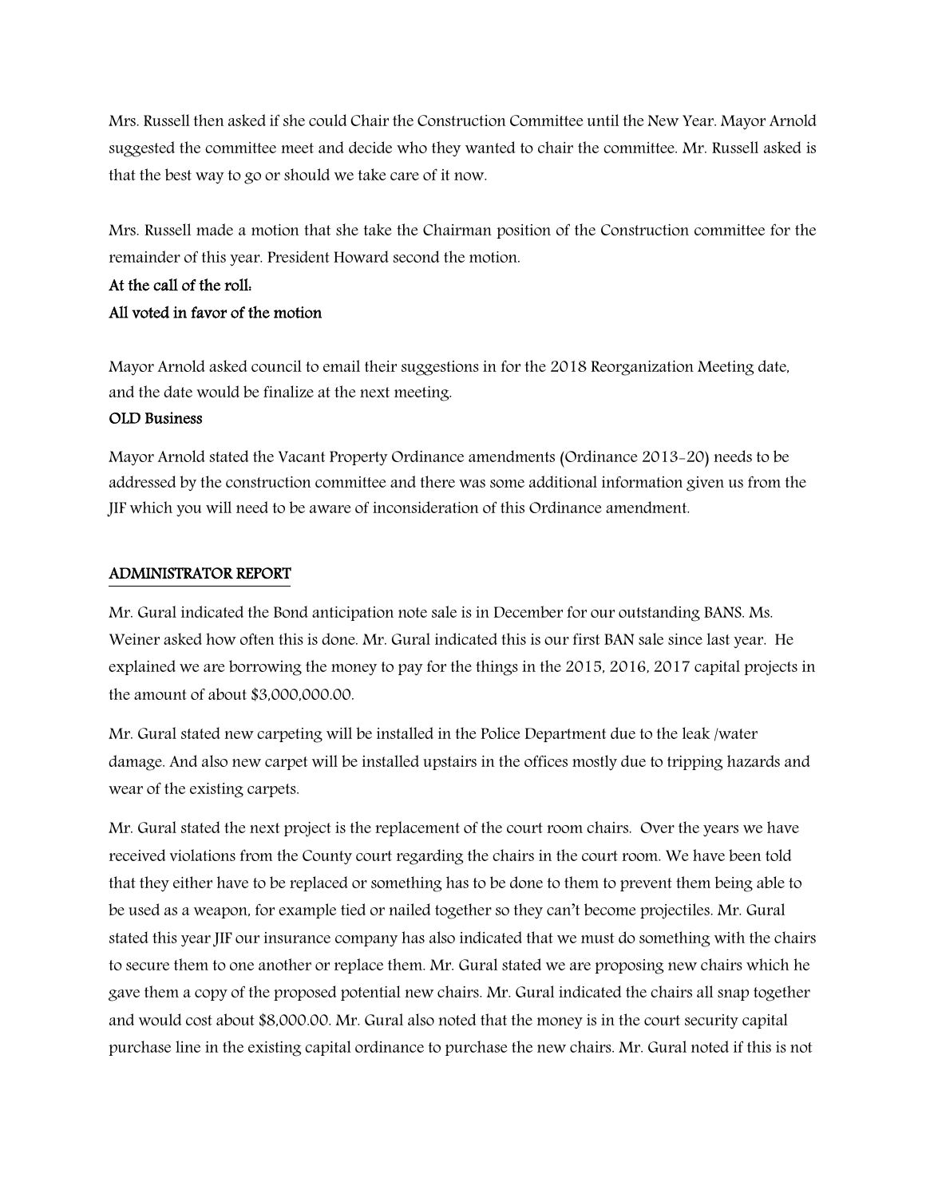Mrs. Russell then asked if she could Chair the Construction Committee until the New Year. Mayor Arnold suggested the committee meet and decide who they wanted to chair the committee. Mr. Russell asked is that the best way to go or should we take care of it now.

Mrs. Russell made a motion that she take the Chairman position of the Construction committee for the remainder of this year. President Howard second the motion.

**At the call of the roll:**
**All voted in favor of the motion**

Mayor Arnold asked council to email their suggestions in for the 2018 Reorganization Meeting date, and the date would be finalize at the next meeting.

**OLD Business**

Mayor Arnold stated the Vacant Property Ordinance amendments (Ordinance 2013-20) needs to be addressed by the construction committee and there was some additional information given us from the JIF which you will need to be aware of inconsideration of this Ordinance amendment.

## ADMINISTRATOR REPORT

Mr. Gural indicated the Bond anticipation note sale is in December for our outstanding BANS. Ms. Weiner asked how often this is done. Mr. Gural indicated this is our first BAN sale since last year. He explained we are borrowing the money to pay for the things in the 2015, 2016, 2017 capital projects in the amount of about $3,000,000.00.

Mr. Gural stated new carpeting will be installed in the Police Department due to the leak /water damage. And also new carpet will be installed upstairs in the offices mostly due to tripping hazards and wear of the existing carpets.

Mr. Gural stated the next project is the replacement of the court room chairs. Over the years we have received violations from the County court regarding the chairs in the court room. We have been told that they either have to be replaced or something has to be done to them to prevent them being able to be used as a weapon, for example tied or nailed together so they can't become projectiles. Mr. Gural stated this year JIF our insurance company has also indicated that we must do something with the chairs to secure them to one another or replace them. Mr. Gural stated we are proposing new chairs which he gave them a copy of the proposed potential new chairs. Mr. Gural indicated the chairs all snap together and would cost about $8,000.00. Mr. Gural also noted that the money is in the court security capital purchase line in the existing capital ordinance to purchase the new chairs. Mr. Gural noted if this is not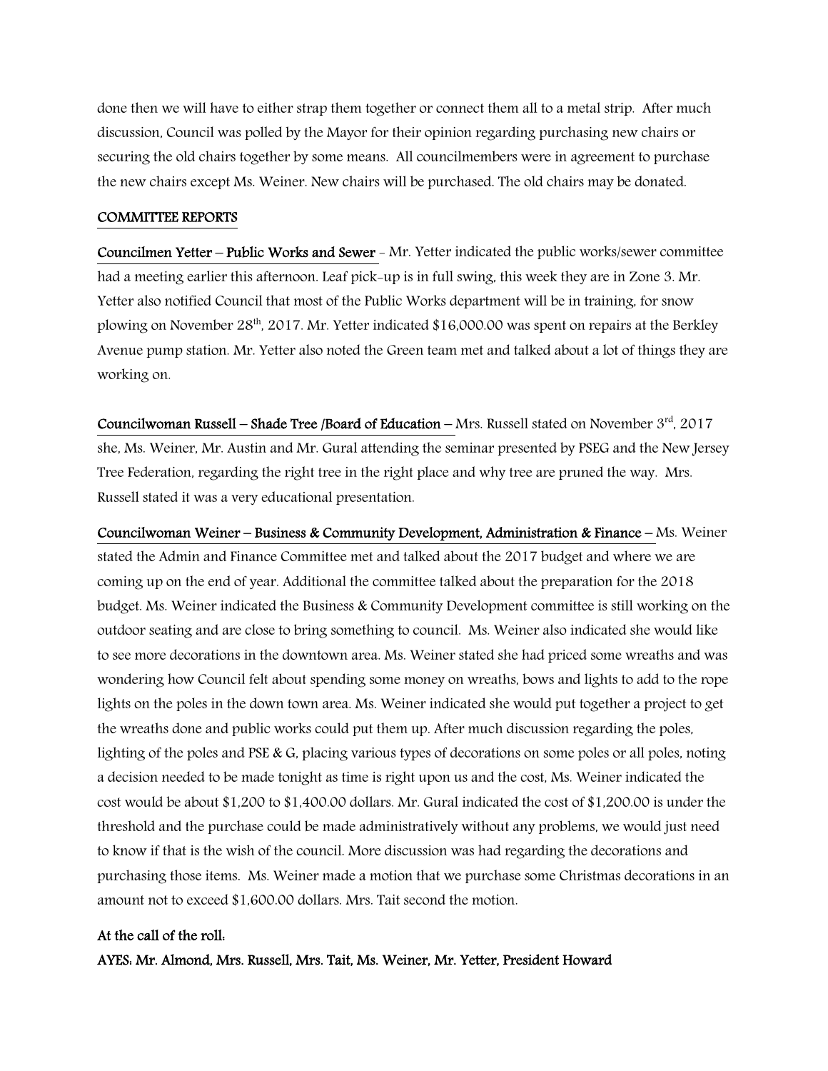done then we will have to either strap them together or connect them all to a metal strip. After much discussion, Council was polled by the Mayor for their opinion regarding purchasing new chairs or securing the old chairs together by some means. All councilmembers were in agreement to purchase the new chairs except Ms. Weiner. New chairs will be purchased. The old chairs may be donated.

## COMMITTEE REPORTS

**Councilmen Yetter – Public Works and Sewer** - Mr. Yetter indicated the public works/sewer committee had a meeting earlier this afternoon. Leaf pick-up is in full swing, this week they are in Zone 3. Mr. Yetter also notified Council that most of the Public Works department will be in training, for snow plowing on November 28th, 2017. Mr. Yetter indicated $16,000.00 was spent on repairs at the Berkley Avenue pump station. Mr. Yetter also noted the Green team met and talked about a lot of things they are working on.

**Councilwoman Russell – Shade Tree /Board of Education** – Mrs. Russell stated on November 3rd, 2017 she, Ms. Weiner, Mr. Austin and Mr. Gural attending the seminar presented by PSEG and the New Jersey Tree Federation, regarding the right tree in the right place and why tree are pruned the way. Mrs. Russell stated it was a very educational presentation.

**Councilwoman Weiner – Business & Community Development, Administration & Finance** – Ms. Weiner stated the Admin and Finance Committee met and talked about the 2017 budget and where we are coming up on the end of year. Additional the committee talked about the preparation for the 2018 budget. Ms. Weiner indicated the Business & Community Development committee is still working on the outdoor seating and are close to bring something to council. Ms. Weiner also indicated she would like to see more decorations in the downtown area. Ms. Weiner stated she had priced some wreaths and was wondering how Council felt about spending some money on wreaths, bows and lights to add to the rope lights on the poles in the down town area. Ms. Weiner indicated she would put together a project to get the wreaths done and public works could put them up. After much discussion regarding the poles, lighting of the poles and PSE & G, placing various types of decorations on some poles or all poles, noting a decision needed to be made tonight as time is right upon us and the cost, Ms. Weiner indicated the cost would be about $1,200 to $1,400.00 dollars. Mr. Gural indicated the cost of $1,200.00 is under the threshold and the purchase could be made administratively without any problems, we would just need to know if that is the wish of the council. More discussion was had regarding the decorations and purchasing those items. Ms. Weiner made a motion that we purchase some Christmas decorations in an amount not to exceed $1,600.00 dollars. Mrs. Tait second the motion.

**At the call of the roll:**

**AYES: Mr. Almond, Mrs. Russell, Mrs. Tait, Ms. Weiner, Mr. Yetter, President Howard**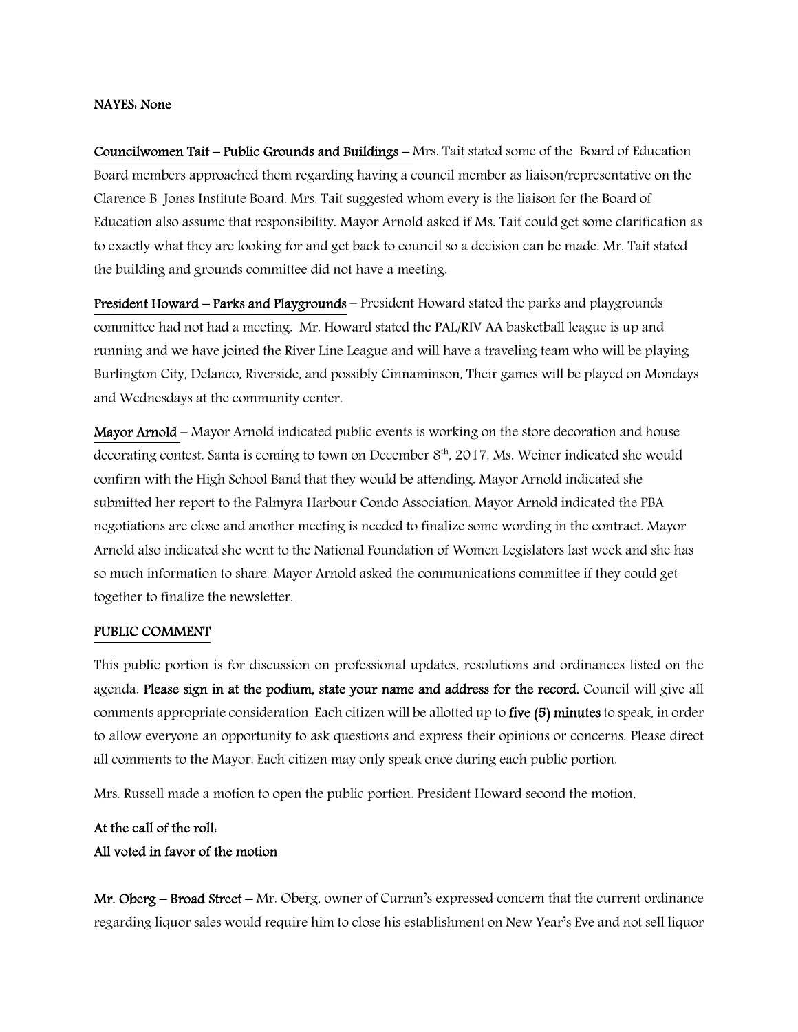**NAYES: None**

**Councilwomen Tait – Public Grounds and Buildings –** Mrs. Tait stated some of the Board of Education Board members approached them regarding having a council member as liaison/representative on the Clarence B Jones Institute Board. Mrs. Tait suggested whom every is the liaison for the Board of Education also assume that responsibility. Mayor Arnold asked if Ms. Tait could get some clarification as to exactly what they are looking for and get back to council so a decision can be made. Mr. Tait stated the building and grounds committee did not have a meeting.

**President Howard – Parks and Playgrounds** – President Howard stated the parks and playgrounds committee had not had a meeting. Mr. Howard stated the PAL/RIV AA basketball league is up and running and we have joined the River Line League and will have a traveling team who will be playing Burlington City, Delanco, Riverside, and possibly Cinnaminson, Their games will be played on Mondays and Wednesdays at the community center.

**Mayor Arnold** – Mayor Arnold indicated public events is working on the store decoration and house decorating contest. Santa is coming to town on December 8th, 2017. Ms. Weiner indicated she would confirm with the High School Band that they would be attending. Mayor Arnold indicated she submitted her report to the Palmyra Harbour Condo Association. Mayor Arnold indicated the PBA negotiations are close and another meeting is needed to finalize some wording in the contract. Mayor Arnold also indicated she went to the National Foundation of Women Legislators last week and she has so much information to share. Mayor Arnold asked the communications committee if they could get together to finalize the newsletter.

**PUBLIC COMMENT**

This public portion is for discussion on professional updates, resolutions and ordinances listed on the agenda. **Please sign in at the podium, state your name and address for the record.** Council will give all comments appropriate consideration. Each citizen will be allotted up to **five (5) minutes** to speak, in order to allow everyone an opportunity to ask questions and express their opinions or concerns. Please direct all comments to the Mayor. Each citizen may only speak once during each public portion.

Mrs. Russell made a motion to open the public portion. President Howard second the motion.

**At the call of the roll:**
**All voted in favor of the motion**

**Mr. Oberg – Broad Street** – Mr. Oberg, owner of Curran's expressed concern that the current ordinance regarding liquor sales would require him to close his establishment on New Year's Eve and not sell liquor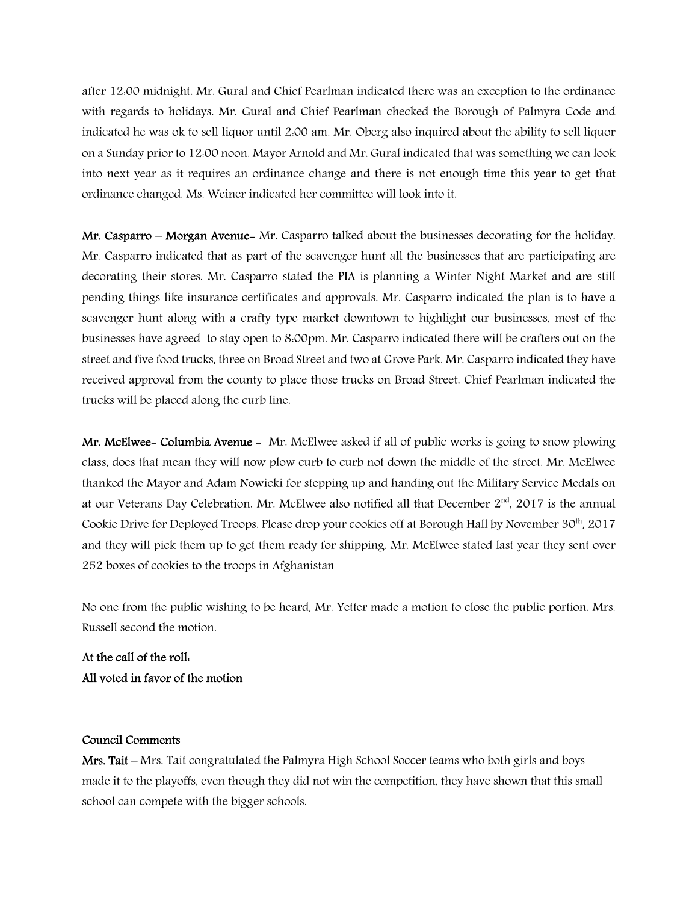after 12:00 midnight. Mr. Gural and Chief Pearlman indicated there was an exception to the ordinance with regards to holidays. Mr. Gural and Chief Pearlman checked the Borough of Palmyra Code and indicated he was ok to sell liquor until 2:00 am. Mr. Oberg also inquired about the ability to sell liquor on a Sunday prior to 12:00 noon. Mayor Arnold and Mr. Gural indicated that was something we can look into next year as it requires an ordinance change and there is not enough time this year to get that ordinance changed. Ms. Weiner indicated her committee will look into it.

**Mr. Casparro – Morgan Avenue**- Mr. Casparro talked about the businesses decorating for the holiday. Mr. Casparro indicated that as part of the scavenger hunt all the businesses that are participating are decorating their stores. Mr. Casparro stated the PIA is planning a Winter Night Market and are still pending things like insurance certificates and approvals. Mr. Casparro indicated the plan is to have a scavenger hunt along with a crafty type market downtown to highlight our businesses, most of the businesses have agreed to stay open to 8:00pm. Mr. Casparro indicated there will be crafters out on the street and five food trucks, three on Broad Street and two at Grove Park. Mr. Casparro indicated they have received approval from the county to place those trucks on Broad Street. Chief Pearlman indicated the trucks will be placed along the curb line.

**Mr. McElwee- Columbia Avenue** - Mr. McElwee asked if all of public works is going to snow plowing class, does that mean they will now plow curb to curb not down the middle of the street. Mr. McElwee thanked the Mayor and Adam Nowicki for stepping up and handing out the Military Service Medals on at our Veterans Day Celebration. Mr. McElwee also notified all that December 2nd, 2017 is the annual Cookie Drive for Deployed Troops. Please drop your cookies off at Borough Hall by November 30th, 2017 and they will pick them up to get them ready for shipping. Mr. McElwee stated last year they sent over 252 boxes of cookies to the troops in Afghanistan

No one from the public wishing to be heard, Mr. Yetter made a motion to close the public portion. Mrs. Russell second the motion.

**At the call of the roll:**
**All voted in favor of the motion**

**Council Comments**

**Mrs. Tait** – Mrs. Tait congratulated the Palmyra High School Soccer teams who both girls and boys made it to the playoffs, even though they did not win the competition, they have shown that this small school can compete with the bigger schools.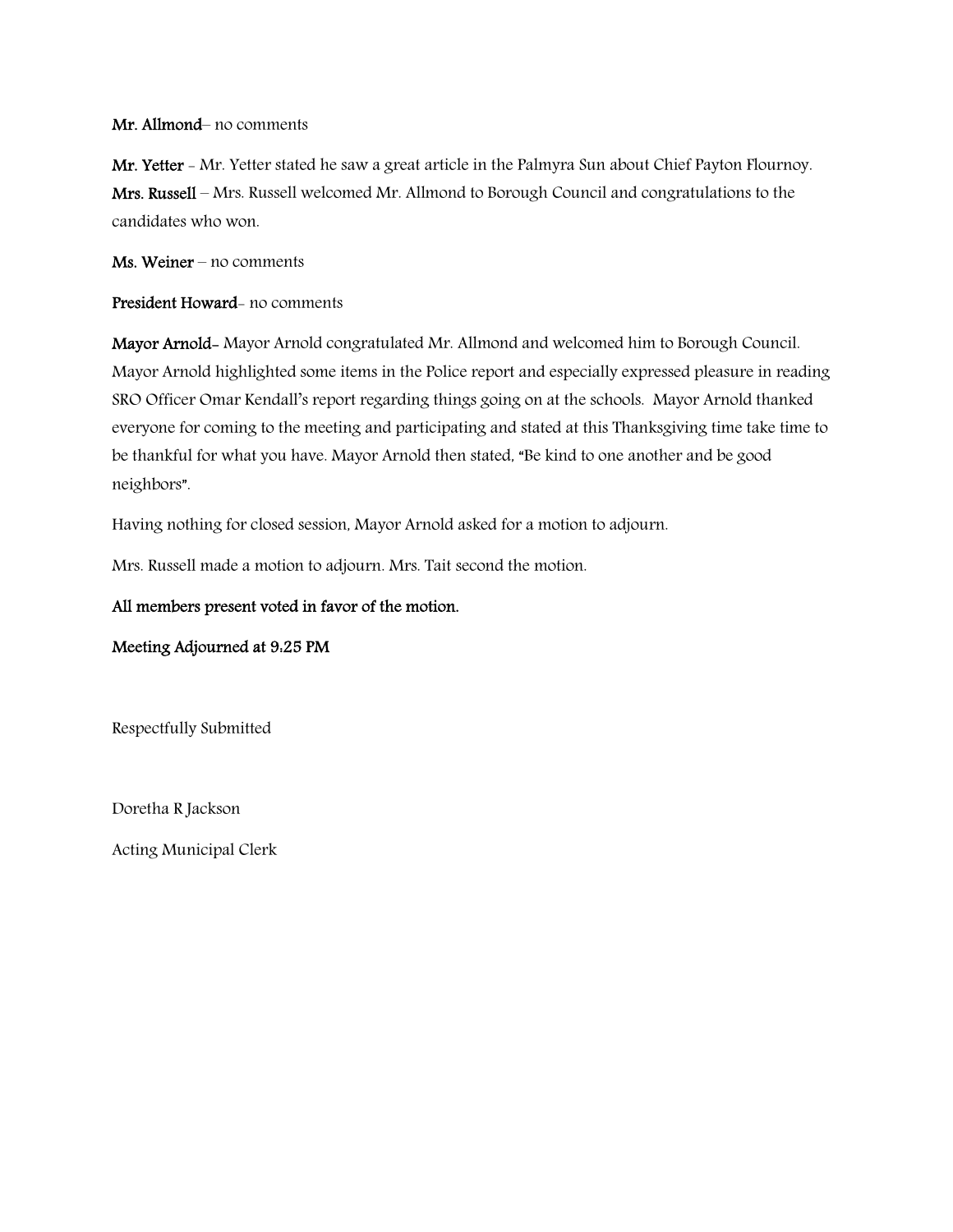**Mr. Allmond**– no comments

**Mr. Yetter** - Mr. Yetter stated he saw a great article in the Palmyra Sun about Chief Payton Flournoy.
**Mrs. Russell** – Mrs. Russell welcomed Mr. Allmond to Borough Council and congratulations to the candidates who won.

**Ms. Weiner** – no comments

**President Howard**- no comments

**Mayor Arnold**- Mayor Arnold congratulated Mr. Allmond and welcomed him to Borough Council. Mayor Arnold highlighted some items in the Police report and especially expressed pleasure in reading SRO Officer Omar Kendall's report regarding things going on at the schools. Mayor Arnold thanked everyone for coming to the meeting and participating and stated at this Thanksgiving time take time to be thankful for what you have. Mayor Arnold then stated, "Be kind to one another and be good neighbors".

Having nothing for closed session, Mayor Arnold asked for a motion to adjourn.

Mrs. Russell made a motion to adjourn. Mrs. Tait second the motion.

**All members present voted in favor of the motion.**

**Meeting Adjourned at 9:25 PM**

Respectfully Submitted

Doretha R Jackson

Acting Municipal Clerk